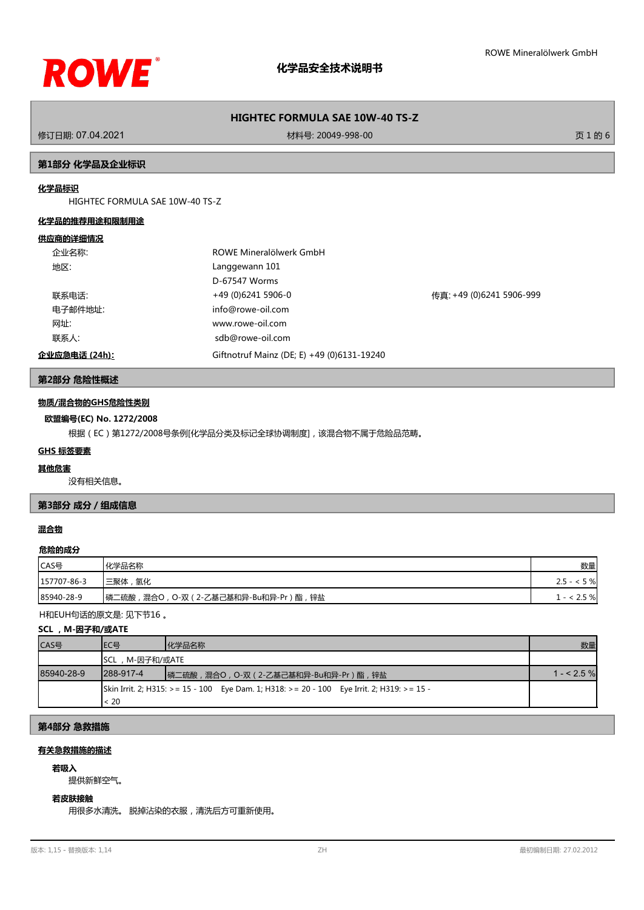# 化学品安全技术说明书

**HIGHTEC FORMULA SAE 10W-40 TS-Z**

修订日期: 07.04.2021　　材料号: 20049-998-00

## 第1部分 化学品及企业标识

**化学品标识**

HIGHTEC FORMULA SAE 10W-40 TS-Z

**化学品的推荐用途和限制用途**

**供应商的详细情况**

| | | |
|---|---|---|
| 企业名称: | ROWE Mineralölwerk GmbH | |
| 地区: | Langgewann 101 | |
| | D-67547 Worms | |
| 联系电话: | +49 (0)6241 5906-0 | 传真: +49 (0)6241 5906-999 |
| 电子邮件地址: | info@rowe-oil.com | |
| 网址: | www.rowe-oil.com | |
| 联系人: | sdb@rowe-oil.com | |

**企业应急电话 (24h):** Giftnotruf Mainz (DE; E) +49 (0)6131-19240

## 第2部分 危险性概述

**物质/混合物的GHS危险性类别**

**欧盟编号(EC) No. 1272/2008**

根据（EC）第1272/2008号条例[化学品分类及标记全球协调制度]，该混合物不属于危险品范畴。

**GHS 标签要素**

**其他危害**

没有相关信息。

## 第3部分 成分 / 组成信息

**混合物**

**危险的成分**

| CAS号 | 化学品名称 | 数量 |
|---|---|---|
| 157707-86-3 | 三聚体，氢化 | 2.5 - < 5 % |
| 85940-28-9 | 磷二硫酸，混合O，O-双（2-乙基己基和异-Bu和异-Pr）酯，锌盐 | 1 - < 2.5 % |

H和EUH句话的原文是: 见下节16 。

**SCL ，M-因子和/或ATE**

| CAS号 | EC号 | 化学品名称 | 数量 |
|---|---|---|---|
| | SCL ，M-因子和/或ATE | | |
| 85940-28-9 | 288-917-4 | 磷二硫酸，混合O，O-双（2-乙基己基和异-Bu和异-Pr）酯，锌盐 | 1 - < 2.5 % |
| | Skin Irrit. 2; H315: >= 15 - 100 Eye Dam. 1; H318: >= 20 - 100 Eye Irrit. 2; H319: >= 15 - < 20 | | |

## 第4部分 急救措施

**有关急救措施的描述**

**若吸入**

提供新鲜空气。

**若皮肤接触**

用很多水清洗。 脱掉沾染的衣服，清洗后方可重新使用。

版本: 1,15 - 替换版本: 1,14　　ZH　　最初编制日期: 27.02.2012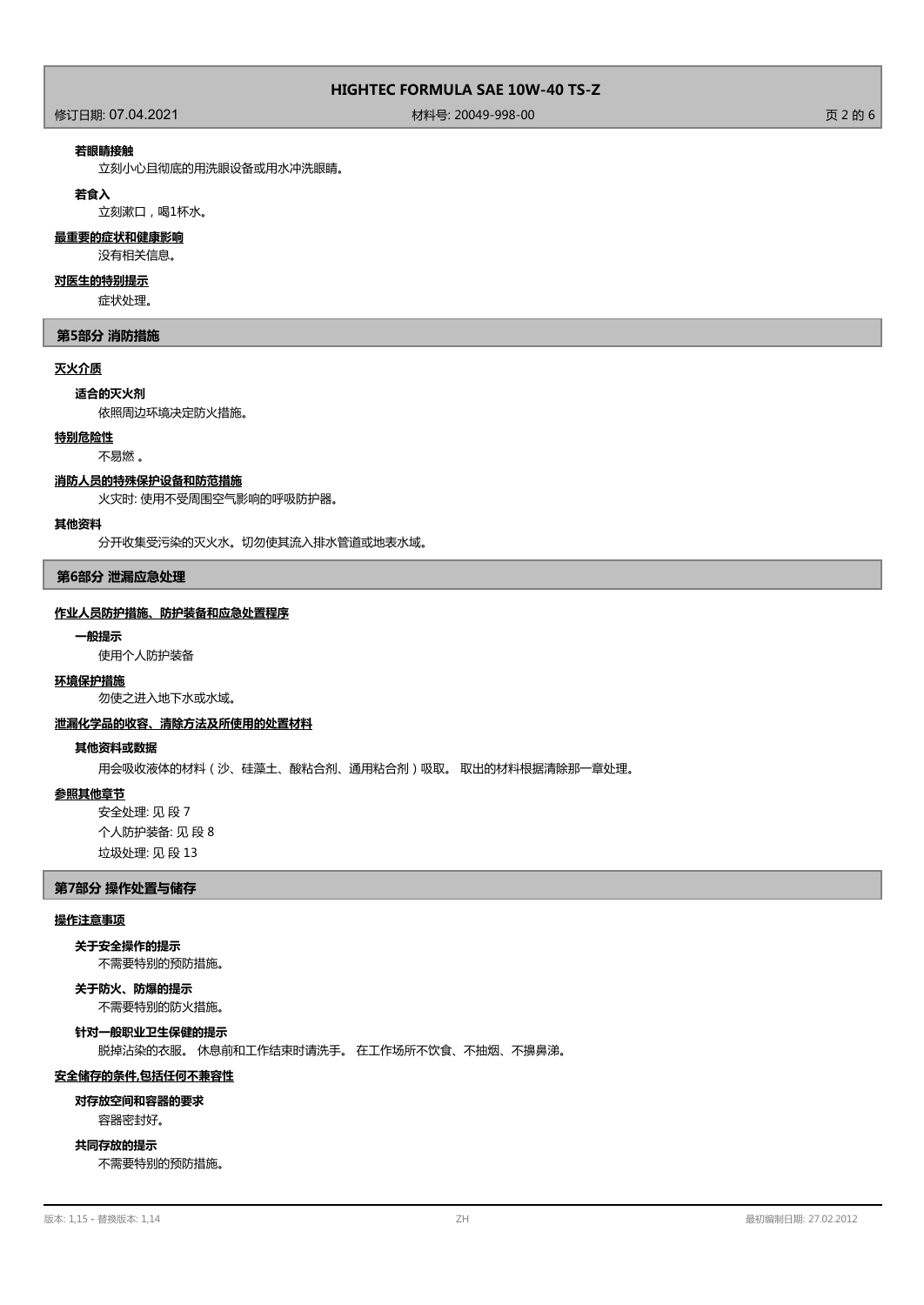**若眼睛接触**

立刻小心且彻底的用洗眼设备或用水冲洗眼睛。

**若食入**

立刻漱口，喝1杯水。

**最重要的症状和健康影响**

没有相关信息。

**对医生的特别提示**

症状处理。

## 第5部分 消防措施

**灭火介质**

**适合的灭火剂**

依照周边环境决定防火措施。

**特别危险性**

不易燃 。

**消防人员的特殊保护设备和防范措施**

火灾时: 使用不受周围空气影响的呼吸防护器。

**其他资料**

分开收集受污染的灭火水。切勿使其流入排水管道或地表水域。

## 第6部分 泄漏应急处理

**作业人员防护措施、防护装备和应急处置程序**

**一般提示**

使用个人防护装备

**环境保护措施**

勿使之进入地下水或水域。

**泄漏化学品的收容、清除方法及所使用的处置材料**

**其他资料或数据**

用会吸收液体的材料（沙、硅藻土、酸粘合剂、通用粘合剂）吸取。 取出的材料根据清除那一章处理。

**参照其他章节**

安全处理: 见 段 7

个人防护装备: 见 段 8

垃圾处理: 见 段 13

## 第7部分 操作处置与储存

**操作注意事项**

**关于安全操作的提示**

不需要特别的预防措施。

**关于防火、防爆的提示**

不需要特别的防火措施。

**针对一般职业卫生保健的提示**

脱掉沾染的衣服。 休息前和工作结束时请洗手。 在工作场所不饮食、不抽烟、不擤鼻涕。

**安全储存的条件,包括任何不兼容性**

**对存放空间和容器的要求**

容器密封好。

**共同存放的提示**

不需要特别的预防措施。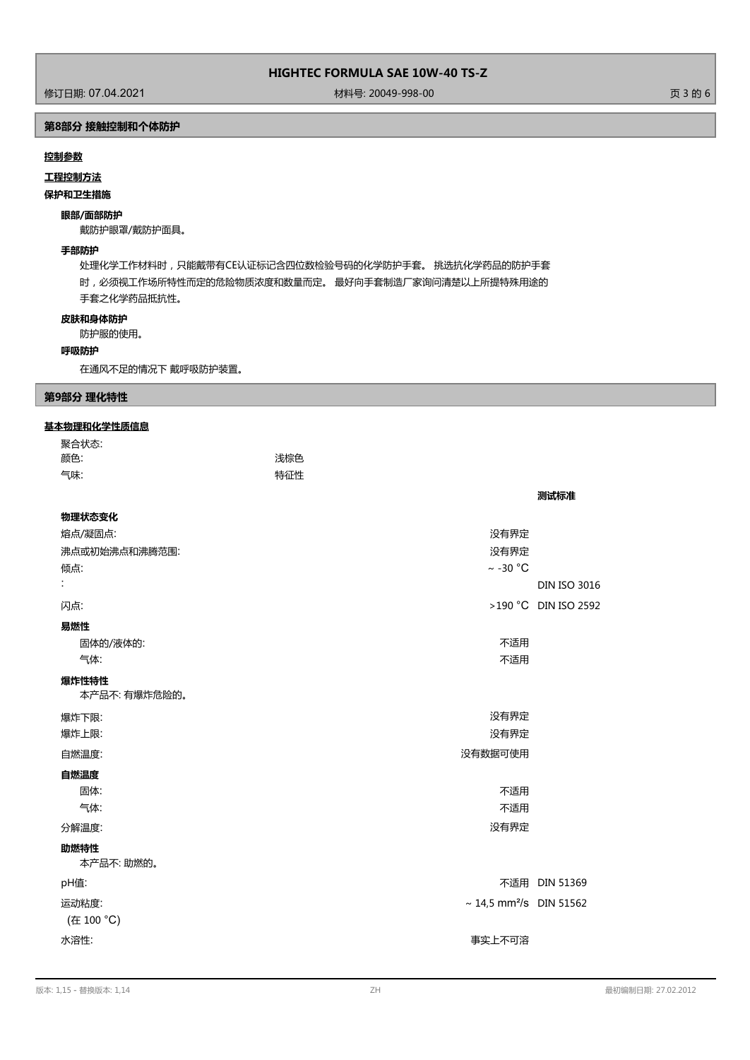## 第8部分 接触控制和个体防护

**控制参数**

**工程控制方法**

**保护和卫生措施**

**眼部/面部防护**

戴防护眼罩/戴防护面具。

**手部防护**

处理化学工作材料时，只能戴带有CE认证标记含四位数检验号码的化学防护手套。 挑选抗化学药品的防护手套时，必须视工作场所特性而定的危险物质浓度和数量而定。 最好向手套制造厂家询问清楚以上所提特殊用途的手套之化学药品抵抗性。

**皮肤和身体防护**

防护服的使用。

**呼吸防护**

在通风不足的情况下 戴呼吸防护装置。

## 第9部分 理化特性

**基本物理和化学性质信息**

聚合状态:
颜色: 浅棕色
气味: 特征性

| | | 测试标准 |
|---|---|---|
| **物理状态变化** | | |
| 熔点/凝固点: | 没有界定 | |
| 沸点或初始沸点和沸腾范围: | 没有界定 | |
| 倾点: | ~ -30 °C | |
| : | | DIN ISO 3016 |
| 闪点: | >190 °C | DIN ISO 2592 |
| **易燃性** | | |
| 固体的/液体的: | 不适用 | |
| 气体: | 不适用 | |
| **爆炸性特性** | | |
| 本产品不: 有爆炸危险的。 | | |
| 爆炸下限: | 没有界定 | |
| 爆炸上限: | 没有界定 | |
| 自燃温度: | 没有数据可使用 | |
| **自燃温度** | | |
| 固体: | 不适用 | |
| 气体: | 不适用 | |
| 分解温度: | 没有界定 | |
| **助燃特性** | | |
| 本产品不: 助燃的。 | | |
| pH值: | 不适用 | DIN 51369 |
| 运动粘度: (在 100 °C) | ~ 14,5 mm²/s | DIN 51562 |
| 水溶性: | 事实上不可溶 | |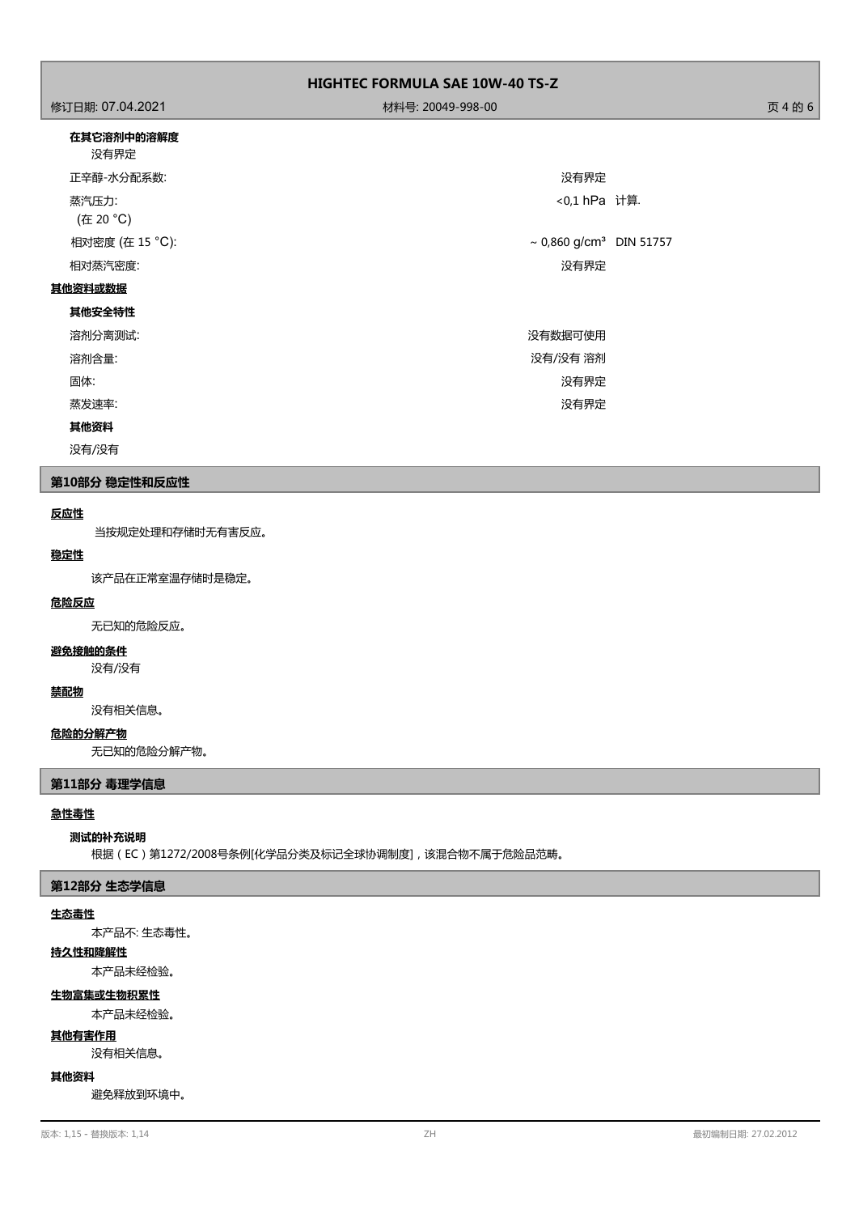**在其它溶剂中的溶解度**

没有界定

| | | |
|---|---|---|
| 正辛醇-水分配系数: | 没有界定 | |
| 蒸汽压力:<br>(在 20 °C) | <0,1 hPa | 计算. |
| 相对密度 (在 15 °C): | ~ 0,860 g/cm³ | DIN 51757 |
| 相对蒸汽密度: | 没有界定 | |

**其他资料或数据**

**其他安全特性**

| | |
|---|---|
| 溶剂分离测试: | 没有数据可使用 |
| 溶剂含量: | 没有/没有 溶剂 |
| 固体: | 没有界定 |
| 蒸发速率: | 没有界定 |

**其他资料**

没有/没有

## 第10部分 稳定性和反应性

**反应性**

当按规定处理和存储时无有害反应。

**稳定性**

该产品在正常室温存储时是稳定。

**危险反应**

无已知的危险反应。

**避免接触的条件**

没有/没有

**禁配物**

没有相关信息。

**危险的分解产物**

无已知的危险分解产物。

## 第11部分 毒理学信息

**急性毒性**

**测试的补充说明**

根据（EC）第1272/2008号条例[化学品分类及标记全球协调制度]，该混合物不属于危险品范畴。

## 第12部分 生态学信息

**生态毒性**

本产品不: 生态毒性。

**持久性和降解性**

本产品未经检验。

**生物富集或生物积累性**

本产品未经检验。

**其他有害作用**

没有相关信息。

**其他资料**

避免释放到环境中。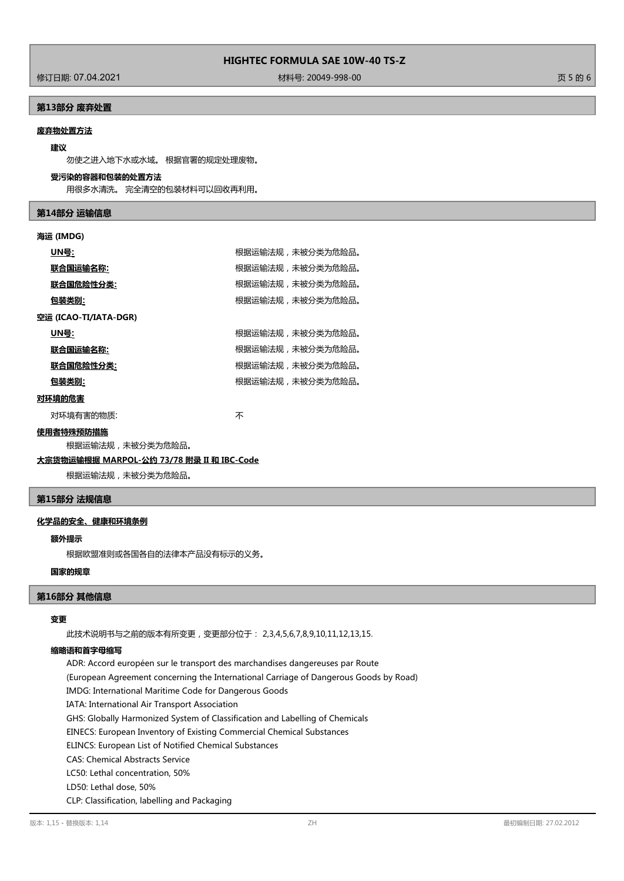## 第13部分 废弃处置

### 废弃物处置方法

**建议**

勿使之进入地下水或水域。 根据官署的规定处理废物。

**受污染的容器和包装的处置方法**

用很多水清洗。 完全清空的包装材料可以回收再利用。

## 第14部分 运输信息

**海运 (IMDG)**

| | |
|---|---|
| **UN号:** | 根据运输法规，未被分类为危险品。 |
| **联合国运输名称:** | 根据运输法规，未被分类为危险品。 |
| **联合国危险性分类:** | 根据运输法规，未被分类为危险品。 |
| **包装类别:** | 根据运输法规，未被分类为危险品。 |

**空运 (ICAO-TI/IATA-DGR)**

| | |
|---|---|
| **UN号:** | 根据运输法规，未被分类为危险品。 |
| **联合国运输名称:** | 根据运输法规，未被分类为危险品。 |
| **联合国危险性分类:** | 根据运输法规，未被分类为危险品。 |
| **包装类别:** | 根据运输法规，未被分类为危险品。 |

**对环境的危害**

对环境有害的物质: 不

**使用者特殊预防措施**

根据运输法规，未被分类为危险品。

**大宗货物运输根据 MARPOL-公约 73/78 附录 II 和 IBC-Code**

根据运输法规，未被分类为危险品。

## 第15部分 法规信息

### 化学品的安全、健康和环境条例

**额外提示**

根据欧盟准则或各国各自的法律本产品没有标示的义务。

**国家的规章**

## 第16部分 其他信息

**变更**

此技术说明书与之前的版本有所变更，变更部分位于： 2,3,4,5,6,7,8,9,10,11,12,13,15.

**缩略语和首字母缩写**

ADR: Accord européen sur le transport des marchandises dangereuses par Route
(European Agreement concerning the International Carriage of Dangerous Goods by Road)
IMDG: International Maritime Code for Dangerous Goods
IATA: International Air Transport Association
GHS: Globally Harmonized System of Classification and Labelling of Chemicals
EINECS: European Inventory of Existing Commercial Chemical Substances
ELINCS: European List of Notified Chemical Substances
CAS: Chemical Abstracts Service
LC50: Lethal concentration, 50%
LD50: Lethal dose, 50%
CLP: Classification, labelling and Packaging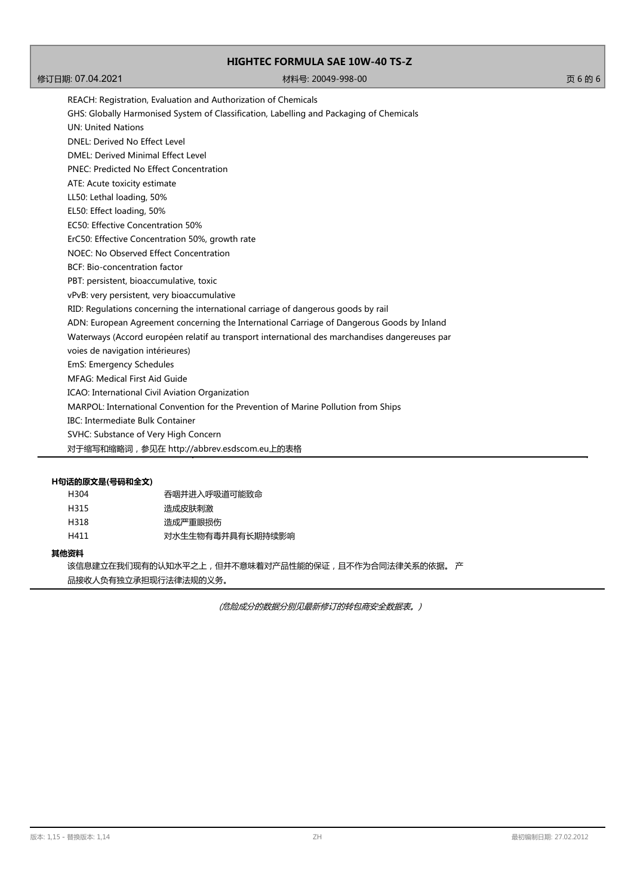REACH: Registration, Evaluation and Authorization of Chemicals
GHS: Globally Harmonised System of Classification, Labelling and Packaging of Chemicals
UN: United Nations
DNEL: Derived No Effect Level
DMEL: Derived Minimal Effect Level
PNEC: Predicted No Effect Concentration
ATE: Acute toxicity estimate
LL50: Lethal loading, 50%
EL50: Effect loading, 50%
EC50: Effective Concentration 50%
ErC50: Effective Concentration 50%, growth rate
NOEC: No Observed Effect Concentration
BCF: Bio-concentration factor
PBT: persistent, bioaccumulative, toxic
vPvB: very persistent, very bioaccumulative
RID: Regulations concerning the international carriage of dangerous goods by rail
ADN: European Agreement concerning the International Carriage of Dangerous Goods by Inland Waterways (Accord européen relatif au transport international des marchandises dangereuses par voies de navigation intérieures)
EmS: Emergency Schedules
MFAG: Medical First Aid Guide
ICAO: International Civil Aviation Organization
MARPOL: International Convention for the Prevention of Marine Pollution from Ships
IBC: Intermediate Bulk Container
SVHC: Substance of Very High Concern
对于缩写和缩略词，参见在 http://abbrev.esdscom.eu上的表格

**H句话的原文是(号码和全文)**

| | |
|---|---|
| H304 | 吞咽并进入呼吸道可能致命 |
| H315 | 造成皮肤刺激 |
| H318 | 造成严重眼损伤 |
| H411 | 对水生生物有毒并具有长期持续影响 |

**其他资料**

该信息建立在我们现有的认知水平之上，但并不意味着对产品性能的保证，且不作为合同法律关系的依据。 产品接收人负有独立承担现行法律法规的义务。

*(危险成分的数据分别见最新修订的转包商安全数据表。)*